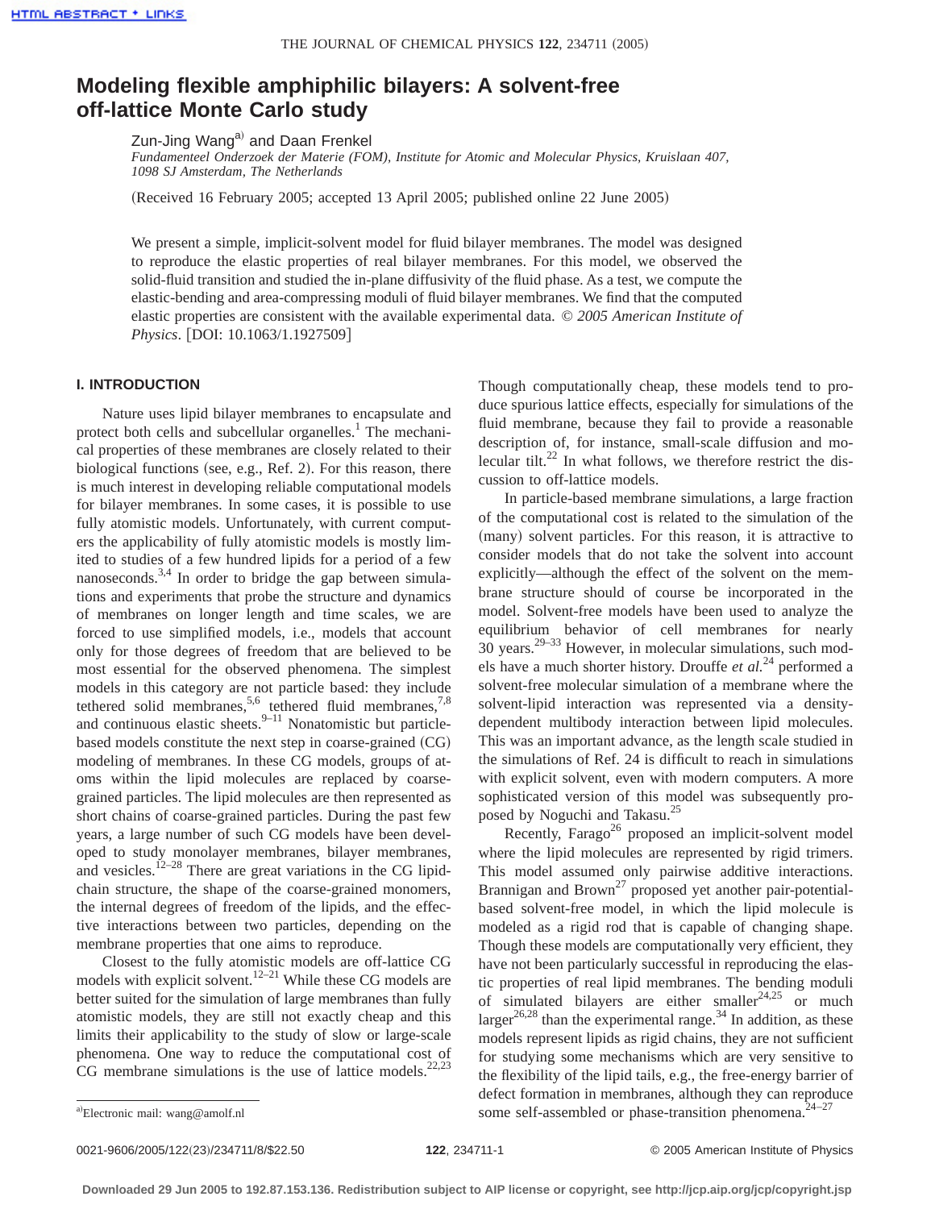# Modeling flexible amphiphilic bilayers: A solvent-free off-lattice Monte Carlo study

Zun-Jing Wang[a] and Daan Frenkel

*Fundamenteel Onderzoek der Materie (FOM), Institute for Atomic and Molecular Physics, Kruislaan 407, 1098 SJ Amsterdam, The Netherlands*

(Received 16 February 2005; accepted 13 April 2005; published online 22 June 2005)

We present a simple, implicit-solvent model for fluid bilayer membranes. The model was designed to reproduce the elastic properties of real bilayer membranes. For this model, we observed the solid-fluid transition and studied the in-plane diffusivity of the fluid phase. As a test, we compute the elastic-bending and area-compressing moduli of fluid bilayer membranes. We find that the computed elastic properties are consistent with the available experimental data. *© 2005 American Institute of Physics*. [DOI: 10.1063/1.1927509]

## I. INTRODUCTION

Nature uses lipid bilayer membranes to encapsulate and protect both cells and subcellular organelles.[1] The mechanical properties of these membranes are closely related to their biological functions (see, e.g., Ref. 2). For this reason, there is much interest in developing reliable computational models for bilayer membranes. In some cases, it is possible to use fully atomistic models. Unfortunately, with current computers the applicability of fully atomistic models is mostly limited to studies of a few hundred lipids for a period of a few nanoseconds.[3,4] In order to bridge the gap between simulations and experiments that probe the structure and dynamics of membranes on longer length and time scales, we are forced to use simplified models, i.e., models that account only for those degrees of freedom that are believed to be most essential for the observed phenomena. The simplest models in this category are not particle based: they include tethered solid membranes,[5,6] tethered fluid membranes,[7,8] and continuous elastic sheets.[9–11] Nonatomistic but particle-based models constitute the next step in coarse-grained (CG) modeling of membranes. In these CG models, groups of atoms within the lipid molecules are replaced by coarse-grained particles. The lipid molecules are then represented as short chains of coarse-grained particles. During the past few years, a large number of such CG models have been developed to study monolayer membranes, bilayer membranes, and vesicles.[12–28] There are great variations in the CG lipid-chain structure, the shape of the coarse-grained monomers, the internal degrees of freedom of the lipids, and the effective interactions between two particles, depending on the membrane properties that one aims to reproduce.

Closest to the fully atomistic models are off-lattice CG models with explicit solvent.[12–21] While these CG models are better suited for the simulation of large membranes than fully atomistic models, they are still not exactly cheap and this limits their applicability to the study of slow or large-scale phenomena. One way to reduce the computational cost of CG membrane simulations is the use of lattice models.[22,23] Though computationally cheap, these models tend to produce spurious lattice effects, especially for simulations of the fluid membrane, because they fail to provide a reasonable description of, for instance, small-scale diffusion and molecular tilt.[22] In what follows, we therefore restrict the discussion to off-lattice models.

In particle-based membrane simulations, a large fraction of the computational cost is related to the simulation of the (many) solvent particles. For this reason, it is attractive to consider models that do not take the solvent into account explicitly—although the effect of the solvent on the membrane structure should of course be incorporated in the model. Solvent-free models have been used to analyze the equilibrium behavior of cell membranes for nearly 30 years.[29–33] However, in molecular simulations, such models have a much shorter history. Drouffe *et al.*[24] performed a solvent-free molecular simulation of a membrane where the solvent-lipid interaction was represented via a density-dependent multibody interaction between lipid molecules. This was an important advance, as the length scale studied in the simulations of Ref. 24 is difficult to reach in simulations with explicit solvent, even with modern computers. A more sophisticated version of this model was subsequently proposed by Noguchi and Takasu.[25]

Recently, Farago[26] proposed an implicit-solvent model where the lipid molecules are represented by rigid trimers. This model assumed only pairwise additive interactions. Brannigan and Brown[27] proposed yet another pair-potential-based solvent-free model, in which the lipid molecule is modeled as a rigid rod that is capable of changing shape. Though these models are computationally very efficient, they have not been particularly successful in reproducing the elastic properties of real lipid membranes. The bending moduli of simulated bilayers are either smaller[24,25] or much larger[26,28] than the experimental range.[34] In addition, as these models represent lipids as rigid chains, they are not sufficient for studying some mechanisms which are very sensitive to the flexibility of the lipid tails, e.g., the free-energy barrier of defect formation in membranes, although they can reproduce some self-assembled or phase-transition phenomena.[24–27]

[a]Electronic mail: wang@amolf.nl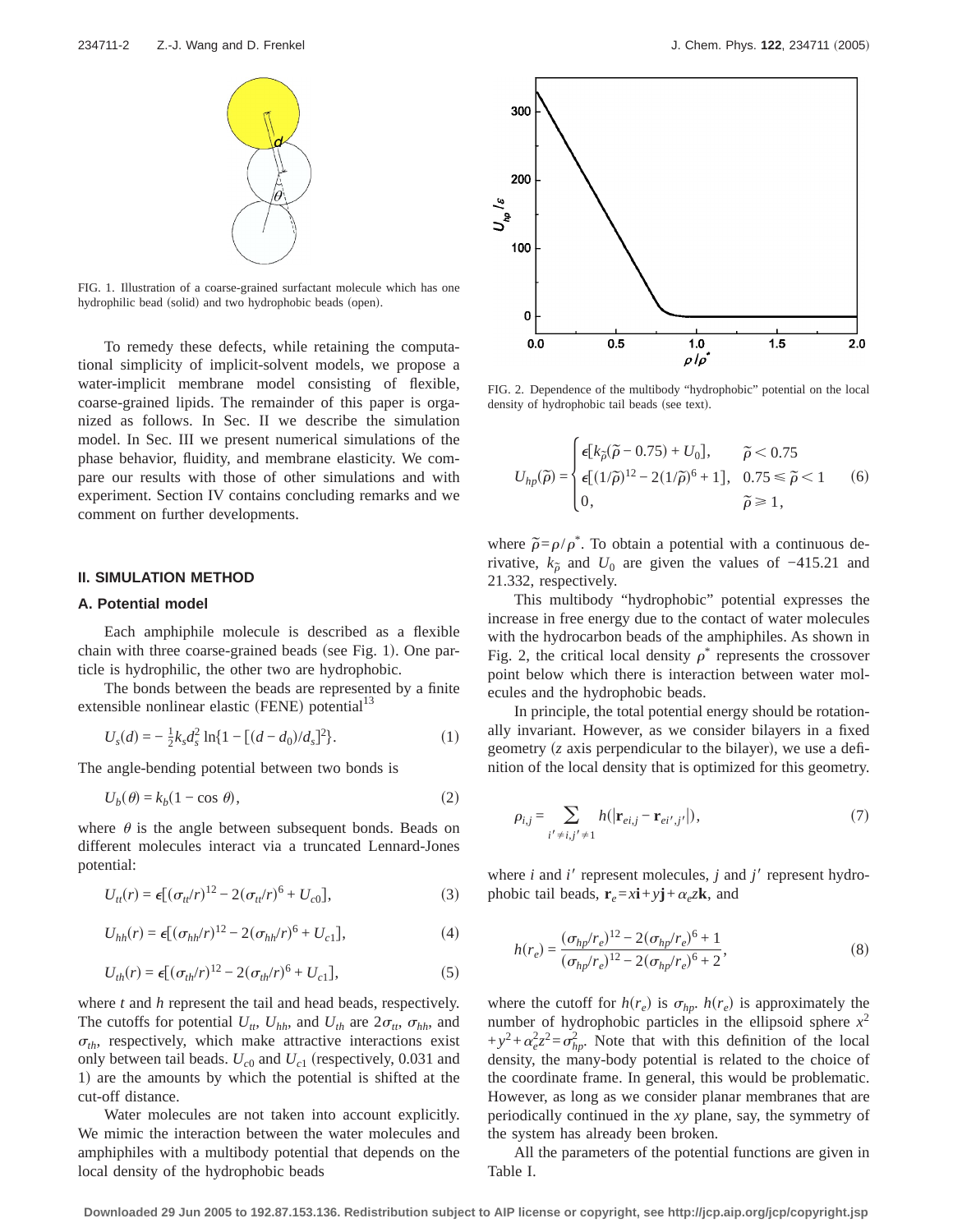FIG. 1. Illustration of a coarse-grained surfactant molecule which has one hydrophilic bead (solid) and two hydrophobic beads (open).

To remedy these defects, while retaining the computational simplicity of implicit-solvent models, we propose a water-implicit membrane model consisting of flexible, coarse-grained lipids. The remainder of this paper is organized as follows. In Sec. II we describe the simulation model. In Sec. III we present numerical simulations of the phase behavior, fluidity, and membrane elasticity. We compare our results with those of other simulations and with experiment. Section IV contains concluding remarks and we comment on further developments.

## II. SIMULATION METHOD

### A. Potential model

Each amphiphile molecule is described as a flexible chain with three coarse-grained beads (see Fig. 1). One particle is hydrophilic, the other two are hydrophobic.

The bonds between the beads are represented by a finite extensible nonlinear elastic (FENE) potential[13]

$$U_s(d) = -\tfrac{1}{2}k_s d_s^2 \ln\{1 - [(d-d_0)/d_s]^2\}. \tag{1}$$

The angle-bending potential between two bonds is

$$U_b(\theta) = k_b(1 - \cos\theta), \tag{2}$$

where $\theta$ is the angle between subsequent bonds. Beads on different molecules interact via a truncated Lennard-Jones potential:

$$U_{tt}(r) = \epsilon[(\sigma_{tt}/r)^{12} - 2(\sigma_{tt}/r)^6 + U_{c0}], \tag{3}$$

$$U_{hh}(r) = \epsilon[(\sigma_{hh}/r)^{12} - 2(\sigma_{hh}/r)^6 + U_{c1}], \tag{4}$$

$$U_{th}(r) = \epsilon[(\sigma_{th}/r)^{12} - 2(\sigma_{th}/r)^6 + U_{c1}], \tag{5}$$

where $t$ and $h$ represent the tail and head beads, respectively. The cutoffs for potential $U_{tt}$, $U_{hh}$, and $U_{th}$ are $2\sigma_{tt}$, $\sigma_{hh}$, and $\sigma_{th}$, respectively, which make attractive interactions exist only between tail beads. $U_{c0}$ and $U_{c1}$ (respectively, 0.031 and 1) are the amounts by which the potential is shifted at the cut-off distance.

Water molecules are not taken into account explicitly. We mimic the interaction between the water molecules and amphiphiles with a multibody potential that depends on the local density of the hydrophobic beads

FIG. 2. Dependence of the multibody "hydrophobic" potential on the local density of hydrophobic tail beads (see text).

$$U_{hp}(\tilde{\rho}) = \begin{cases} \epsilon[k_{\tilde{\rho}}(\tilde{\rho} - 0.75) + U_0], & \tilde{\rho} < 0.75 \\ \epsilon[(1/\tilde{\rho})^{12} - 2(1/\tilde{\rho})^6 + 1], & 0.75 \leq \tilde{\rho} < 1 \\ 0, & \tilde{\rho} \geq 1, \end{cases} \tag{6}$$

where $\tilde{\rho} = \rho/\rho^*$. To obtain a potential with a continuous derivative, $k_{\tilde{\rho}}$ and $U_0$ are given the values of $-415.21$ and 21.332, respectively.

This multibody "hydrophobic" potential expresses the increase in free energy due to the contact of water molecules with the hydrocarbon beads of the amphiphiles. As shown in Fig. 2, the critical local density $\rho^*$ represents the crossover point below which there is interaction between water molecules and the hydrophobic beads.

In principle, the total potential energy should be rotationally invariant. However, as we consider bilayers in a fixed geometry ($z$ axis perpendicular to the bilayer), we use a definition of the local density that is optimized for this geometry.

$$\rho_{i,j} = \sum_{i' \neq i, j' \neq 1} h(|\mathbf{r}_{ei,j} - \mathbf{r}_{ei',j'}|), \tag{7}$$

where $i$ and $i'$ represent molecules, $j$ and $j'$ represent hydrophobic tail beads, $\mathbf{r}_e = x\mathbf{i} + y\mathbf{j} + \alpha_e z\mathbf{k}$, and

$$h(r_e) = \frac{(\sigma_{hp}/r_e)^{12} - 2(\sigma_{hp}/r_e)^6 + 1}{(\sigma_{hp}/r_e)^{12} - 2(\sigma_{hp}/r_e)^6 + 2}, \tag{8}$$

where the cutoff for $h(r_e)$ is $\sigma_{hp}$. $h(r_e)$ is approximately the number of hydrophobic particles in the ellipsoid sphere $x^2 + y^2 + \alpha_e^2 z^2 = \sigma_{hp}^2$. Note that with this definition of the local density, the many-body potential is related to the choice of the coordinate frame. In general, this would be problematic. However, as long as we consider planar membranes that are periodically continued in the $xy$ plane, say, the symmetry of the system has already been broken.

All the parameters of the potential functions are given in Table I.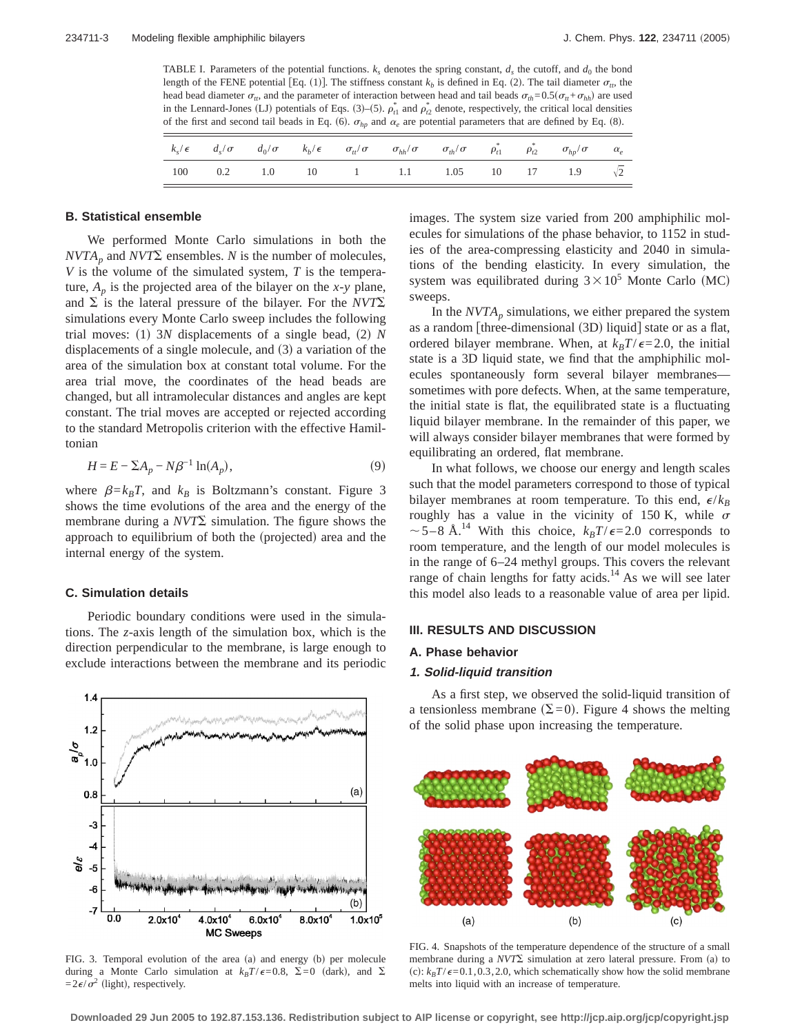TABLE I. Parameters of the potential functions. $k_s$ denotes the spring constant, $d_s$ the cutoff, and $d_0$ the bond length of the FENE potential [Eq. (1)]. The stiffness constant $k_b$ is defined in Eq. (2). The tail diameter $\sigma_{tt}$, the head bead diameter $\sigma_{tt}$, and the parameter of interaction between head and tail beads $\sigma_{th}=0.5(\sigma_{tt}+\sigma_{hh})$ are used in the Lennard-Jones (LJ) potentials of Eqs. (3)–(5). $\rho_{t1}^*$ and $\rho_{t2}^*$ denote, respectively, the critical local densities of the first and second tail beads in Eq. (6). $\sigma_{hp}$ and $\alpha_e$ are potential parameters that are defined by Eq. (8).

| $k_s/\epsilon$ | $d_s/\sigma$ | $d_0/\sigma$ | $k_b/\epsilon$ | $\sigma_{tt}/\sigma$ | $\sigma_{hh}/\sigma$ | $\sigma_{th}/\sigma$ | $\rho_{t1}^*$ | $\rho_{t2}^*$ | $\sigma_{hp}/\sigma$ | $\alpha_e$ |
|---|---|---|---|---|---|---|---|---|---|---|
| 100 | 0.2 | 1.0 | 10 | 1 | 1.1 | 1.05 | 10 | 17 | 1.9 | $\sqrt{2}$ |

### B. Statistical ensemble

We performed Monte Carlo simulations in both the $NVTA_p$ and $NVT\Sigma$ ensembles. $N$ is the number of molecules, $V$ is the volume of the simulated system, $T$ is the temperature, $A_p$ is the projected area of the bilayer on the $x$-$y$ plane, and $\Sigma$ is the lateral pressure of the bilayer. For the $NVT\Sigma$ simulations every Monte Carlo sweep includes the following trial moves: (1) $3N$ displacements of a single bead, (2) $N$ displacements of a single molecule, and (3) a variation of the area of the simulation box at constant total volume. For the area trial move, the coordinates of the head beads are changed, but all intramolecular distances and angles are kept constant. The trial moves are accepted or rejected according to the standard Metropolis criterion with the effective Hamiltonian

$$H = E - \Sigma A_p - N\beta^{-1}\ln(A_p), \tag{9}$$

where $\beta = k_BT$, and $k_B$ is Boltzmann's constant. Figure 3 shows the time evolutions of the area and the energy of the membrane during a $NVT\Sigma$ simulation. The figure shows the approach to equilibrium of both the (projected) area and the internal energy of the system.

### C. Simulation details

Periodic boundary conditions were used in the simulations. The $z$-axis length of the simulation box, which is the direction perpendicular to the membrane, is large enough to exclude interactions between the membrane and its periodic images. The system size varied from 200 amphiphilic molecules for simulations of the phase behavior, to 1152 in studies of the area-compressing elasticity and 2040 in simulations of the bending elasticity. In every simulation, the system was equilibrated during $3\times10^5$ Monte Carlo (MC) sweeps.

FIG. 3. Temporal evolution of the area (a) and energy (b) per molecule during a Monte Carlo simulation at $k_BT/\epsilon=0.8$, $\Sigma=0$ (dark), and $\Sigma=2\epsilon/\sigma^2$ (light), respectively.

In the $NVTA_p$ simulations, we either prepared the system as a random [three-dimensional (3D) liquid] state or as a flat, ordered bilayer membrane. When, at $k_BT/\epsilon=2.0$, the initial state is a 3D liquid state, we find that the amphiphilic molecules spontaneously form several bilayer membranes—sometimes with pore defects. When, at the same temperature, the initial state is flat, the equilibrated state is a fluctuating liquid bilayer membrane. In the remainder of this paper, we will always consider bilayer membranes that were formed by equilibrating an ordered, flat membrane.

In what follows, we choose our energy and length scales such that the model parameters correspond to those of typical bilayer membranes at room temperature. To this end, $\epsilon/k_B$ roughly has a value in the vicinity of 150 K, while $\sigma \sim 5$–8 Å.[14] With this choice, $k_BT/\epsilon=2.0$ corresponds to room temperature, and the length of our model molecules is in the range of 6–24 methyl groups. This covers the relevant range of chain lengths for fatty acids.[14] As we will see later this model also leads to a reasonable value of area per lipid.

## III. RESULTS AND DISCUSSION

### A. Phase behavior

#### 1. Solid-liquid transition

As a first step, we observed the solid-liquid transition of a tensionless membrane ($\Sigma=0$). Figure 4 shows the melting of the solid phase upon increasing the temperature.

FIG. 4. Snapshots of the temperature dependence of the structure of a small membrane during a $NVT\Sigma$ simulation at zero lateral pressure. From (a) to (c): $k_BT/\epsilon=0.1, 0.3, 2.0$, which schematically show how the solid membrane melts into liquid with an increase of temperature.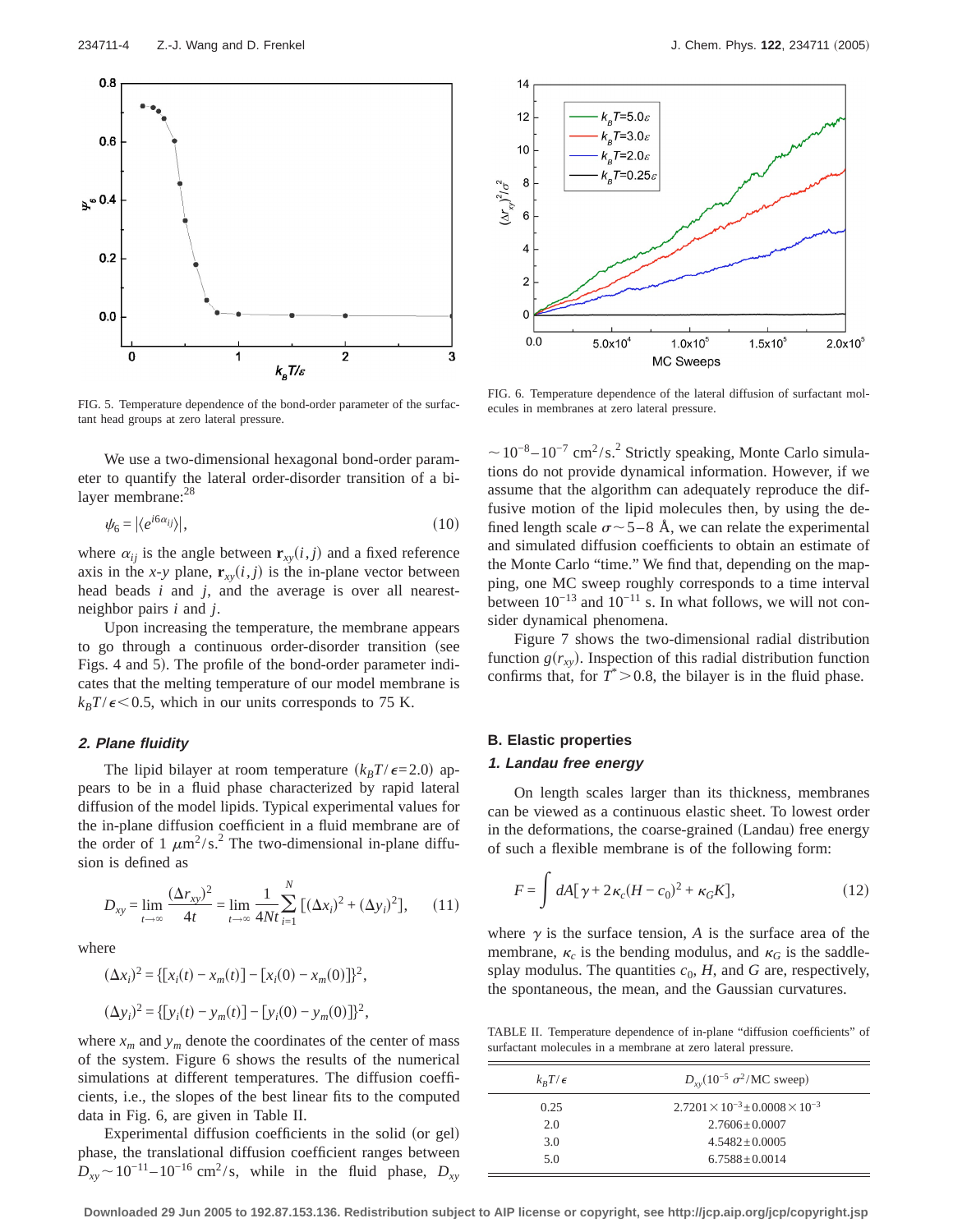FIG. 5. Temperature dependence of the bond-order parameter of the surfactant head groups at zero lateral pressure.

FIG. 6. Temperature dependence of the lateral diffusion of surfactant molecules in membranes at zero lateral pressure.

We use a two-dimensional hexagonal bond-order parameter to quantify the lateral order-disorder transition of a bilayer membrane:[28]

$$\psi_6 = |\langle e^{i6\alpha_{ij}} \rangle|, \tag{10}$$

where $\alpha_{ij}$ is the angle between $\mathbf{r}_{xy}(i,j)$ and a fixed reference axis in the $x$-$y$ plane, $\mathbf{r}_{xy}(i,j)$ is the in-plane vector between head beads $i$ and $j$, and the average is over all nearest-neighbor pairs $i$ and $j$.

Upon increasing the temperature, the membrane appears to go through a continuous order-disorder transition (see Figs. 4 and 5). The profile of the bond-order parameter indicates that the melting temperature of our model membrane is $k_BT/\epsilon < 0.5$, which in our units corresponds to 75 K.

#### 2. Plane fluidity

The lipid bilayer at room temperature ($k_BT/\epsilon = 2.0$) appears to be in a fluid phase characterized by rapid lateral diffusion of the model lipids. Typical experimental values for the in-plane diffusion coefficient in a fluid membrane are of the order of 1 $\mu\text{m}^2/\text{s}$.[2] The two-dimensional in-plane diffusion is defined as

$$D_{xy} = \lim_{t\to\infty} \frac{(\Delta r_{xy})^2}{4t} = \lim_{t\to\infty} \frac{1}{4Nt} \sum_{i=1}^{N} [(\Delta x_i)^2 + (\Delta y_i)^2], \tag{11}$$

where

$$(\Delta x_i)^2 = \{[x_i(t) - x_m(t)] - [x_i(0) - x_m(0)]\}^2,$$

$$(\Delta y_i)^2 = \{[y_i(t) - y_m(t)] - [y_i(0) - y_m(0)]\}^2,$$

where $x_m$ and $y_m$ denote the coordinates of the center of mass of the system. Figure 6 shows the results of the numerical simulations at different temperatures. The diffusion coefficients, i.e., the slopes of the best linear fits to the computed data in Fig. 6, are given in Table II.

Experimental diffusion coefficients in the solid (or gel) phase, the translational diffusion coefficient ranges between $D_{xy} \sim 10^{-11}$–$10^{-16}$ cm$^2$/s, while in the fluid phase, $D_{xy} \sim 10^{-8}$–$10^{-7}$ cm$^2$/s.[2] Strictly speaking, Monte Carlo simulations do not provide dynamical information. However, if we assume that the algorithm can adequately reproduce the diffusive motion of the lipid molecules then, by using the defined length scale $\sigma \sim 5$–$8$ Å, we can relate the experimental and simulated diffusion coefficients to obtain an estimate of the Monte Carlo "time." We find that, depending on the mapping, one MC sweep roughly corresponds to a time interval between $10^{-13}$ and $10^{-11}$ s. In what follows, we will not consider dynamical phenomena.

Figure 7 shows the two-dimensional radial distribution function $g(r_{xy})$. Inspection of this radial distribution function confirms that, for $T^* > 0.8$, the bilayer is in the fluid phase.

### B. Elastic properties

#### 1. Landau free energy

On length scales larger than its thickness, membranes can be viewed as a continuous elastic sheet. To lowest order in the deformations, the coarse-grained (Landau) free energy of such a flexible membrane is of the following form:

$$F = \int dA[\gamma + 2\kappa_c(H - c_0)^2 + \kappa_G K], \tag{12}$$

where $\gamma$ is the surface tension, $A$ is the surface area of the membrane, $\kappa_c$ is the bending modulus, and $\kappa_G$ is the saddle-splay modulus. The quantities $c_0$, $H$, and $G$ are, respectively, the spontaneous, the mean, and the Gaussian curvatures.

TABLE II. Temperature dependence of in-plane "diffusion coefficients" of surfactant molecules in a membrane at zero lateral pressure.

| $k_BT/\epsilon$ | $D_{xy}(10^{-5}\ \sigma^2/\text{MC sweep})$ |
|---|---|
| 0.25 | $2.7201\times10^{-3} \pm 0.0008\times10^{-3}$ |
| 2.0 | $2.7606 \pm 0.0007$ |
| 3.0 | $4.5482 \pm 0.0005$ |
| 5.0 | $6.7588 \pm 0.0014$ |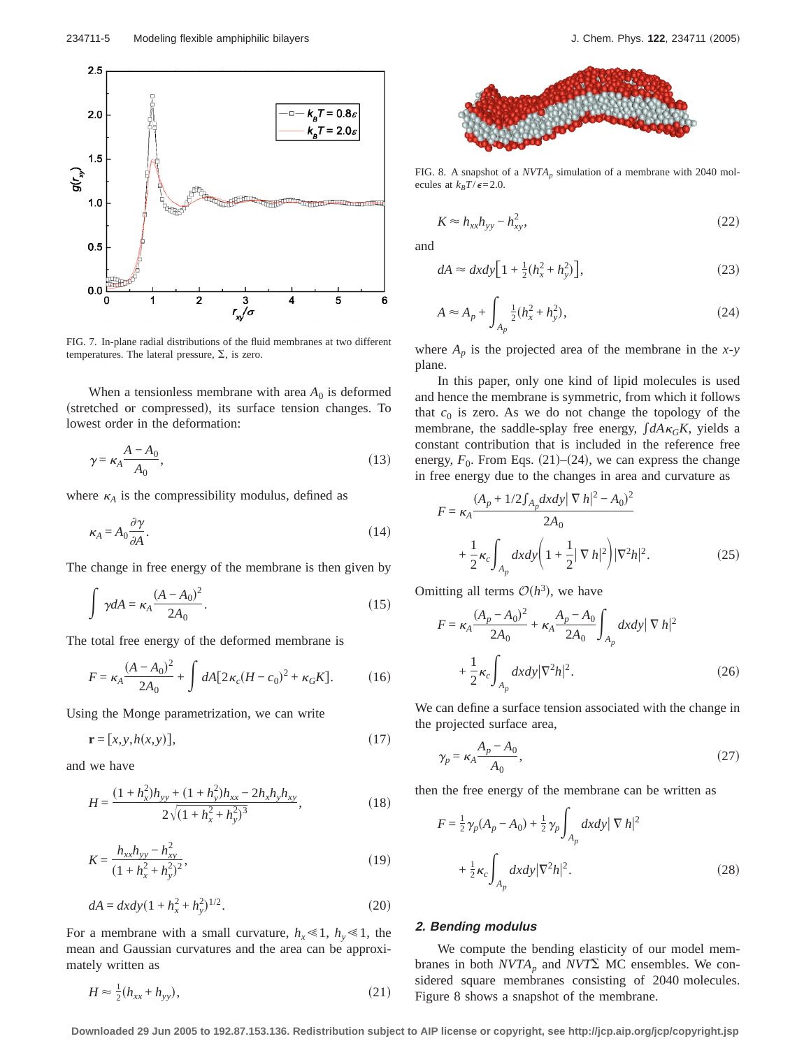FIG. 7. In-plane radial distributions of the fluid membranes at two different temperatures. The lateral pressure, $\Sigma$, is zero.

When a tensionless membrane with area $A_0$ is deformed (stretched or compressed), its surface tension changes. To lowest order in the deformation:

$$\gamma = \kappa_A \frac{A - A_0}{A_0}, \tag{13}$$

where $\kappa_A$ is the compressibility modulus, defined as

$$\kappa_A = A_0 \frac{\partial \gamma}{\partial A}. \tag{14}$$

The change in free energy of the membrane is then given by

$$\int \gamma dA = \kappa_A \frac{(A - A_0)^2}{2A_0}. \tag{15}$$

The total free energy of the deformed membrane is

$$F = \kappa_A \frac{(A - A_0)^2}{2A_0} + \int dA[2\kappa_c (H - c_0)^2 + \kappa_G K]. \tag{16}$$

Using the Monge parametrization, we can write

$$\mathbf{r} = [x, y, h(x,y)], \tag{17}$$

and we have

$$H = \frac{(1 + h_x^2) h_{yy} + (1 + h_y^2) h_{xx} - 2 h_x h_y h_{xy}}{2\sqrt{(1 + h_x^2 + h_y^2)^3}}, \tag{18}$$

$$K = \frac{h_{xx} h_{yy} - h_{xy}^2}{(1 + h_x^2 + h_y^2)^2}, \tag{19}$$

$$dA = dxdy(1 + h_x^2 + h_y^2)^{1/2}. \tag{20}$$

For a membrane with a small curvature, $h_x \ll 1$, $h_y \ll 1$, the mean and Gaussian curvatures and the area can be approximately written as

$$H \approx \tfrac{1}{2}(h_{xx} + h_{yy}), \tag{21}$$

FIG. 8. A snapshot of a $NVTA_p$ simulation of a membrane with 2040 molecules at $k_BT/\epsilon = 2.0$.

$$K \approx h_{xx} h_{yy} - h_{xy}^2, \tag{22}$$

and

$$dA \approx dxdy\left[1 + \tfrac{1}{2}(h_x^2 + h_y^2)\right], \tag{23}$$

$$A \approx A_p + \int_{A_p} \tfrac{1}{2}(h_x^2 + h_y^2), \tag{24}$$

where $A_p$ is the projected area of the membrane in the $x$-$y$ plane.

In this paper, only one kind of lipid molecules is used and hence the membrane is symmetric, from which it follows that $c_0$ is zero. As we do not change the topology of the membrane, the saddle-splay free energy, $\int dA \kappa_G K$, yields a constant contribution that is included in the reference free energy, $F_0$. From Eqs. (21)–(24), we can express the change in free energy due to the changes in area and curvature as

$$F = \kappa_A \frac{(A_p + 1/2\int_{A_p} dxdy |\nabla h|^2 - A_0)^2}{2A_0} + \frac{1}{2}\kappa_c \int_{A_p} dxdy\left(1 + \frac{1}{2}|\nabla h|^2\right)|\nabla^2 h|^2. \tag{25}$$

Omitting all terms $\mathcal{O}(h^3)$, we have

$$F = \kappa_A \frac{(A_p - A_0)^2}{2A_0} + \kappa_A \frac{A_p - A_0}{2A_0}\int_{A_p} dxdy |\nabla h|^2 + \frac{1}{2}\kappa_c \int_{A_p} dxdy |\nabla^2 h|^2. \tag{26}$$

We can define a surface tension associated with the change in the projected surface area,

$$\gamma_p = \kappa_A \frac{A_p - A_0}{A_0}, \tag{27}$$

then the free energy of the membrane can be written as

$$F = \tfrac{1}{2}\gamma_p (A_p - A_0) + \tfrac{1}{2}\gamma_p \int_{A_p} dxdy |\nabla h|^2 + \tfrac{1}{2}\kappa_c \int_{A_p} dxdy |\nabla^2 h|^2. \tag{28}$$

### *2. Bending modulus*

We compute the bending elasticity of our model membranes in both $NVTA_p$ and $NVT\Sigma$ MC ensembles. We considered square membranes consisting of 2040 molecules. Figure 8 shows a snapshot of the membrane.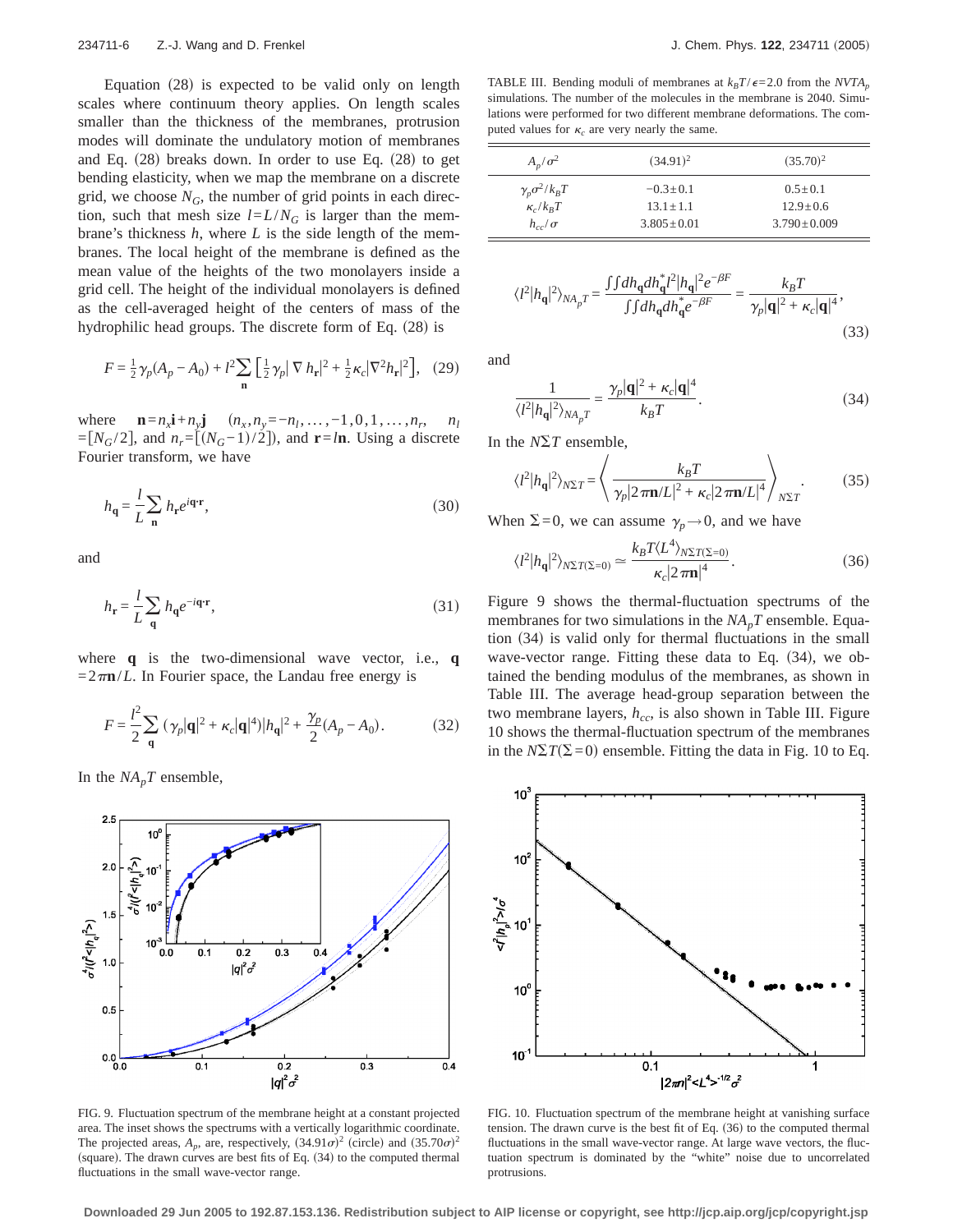Equation (28) is expected to be valid only on length scales where continuum theory applies. On length scales smaller than the thickness of the membranes, protrusion modes will dominate the undulatory motion of membranes and Eq. (28) breaks down. In order to use Eq. (28) to get bending elasticity, when we map the membrane on a discrete grid, we choose $N_G$, the number of grid points in each direction, such that mesh size $l = L/N_G$ is larger than the membrane's thickness $h$, where $L$ is the side length of the membranes. The local height of the membrane is defined as the mean value of the heights of the two monolayers inside a grid cell. The height of the individual monolayers is defined as the cell-averaged height of the centers of mass of the hydrophilic head groups. The discrete form of Eq. (28) is

$$F = \frac{1}{2}\gamma_p(A_p - A_0) + l^2 \sum_{\mathbf{n}} \left[\frac{1}{2}\gamma_p |\nabla h_{\mathbf{r}}|^2 + \frac{1}{2}\kappa_c |\nabla^2 h_{\mathbf{r}}|^2\right], \quad (29)$$

where $\mathbf{n} = n_x \mathbf{i} + n_y \mathbf{j}$ $(n_x, n_y = -n_l, \ldots, -1, 0, 1, \ldots, n_r,$ $n_l = [N_G/2]$, and $n_r = [(N_G - 1)/2])$, and $\mathbf{r} = l\mathbf{n}$. Using a discrete Fourier transform, we have

$$h_{\mathbf{q}} = \frac{l}{L} \sum_{\mathbf{n}} h_{\mathbf{r}} e^{i\mathbf{q}\cdot\mathbf{r}}, \quad (30)$$

and

$$h_{\mathbf{r}} = \frac{l}{L} \sum_{\mathbf{q}} h_{\mathbf{q}} e^{-i\mathbf{q}\cdot\mathbf{r}}, \quad (31)$$

where $\mathbf{q}$ is the two-dimensional wave vector, i.e., $\mathbf{q} = 2\pi\mathbf{n}/L$. In Fourier space, the Landau free energy is

$$F = \frac{l^2}{2} \sum_{\mathbf{q}} (\gamma_p |\mathbf{q}|^2 + \kappa_c |\mathbf{q}|^4) |h_{\mathbf{q}}|^2 + \frac{\gamma_p}{2}(A_p - A_0). \quad (32)$$

In the $NA_pT$ ensemble,

TABLE III. Bending moduli of membranes at $k_BT/\epsilon = 2.0$ from the $NVTA_p$ simulations. The number of the molecules in the membrane is 2040. Simulations were performed for two different membrane deformations. The computed values for $\kappa_c$ are very nearly the same.

| $A_p/\sigma^2$ | $(34.91)^2$ | $(35.70)^2$ |
|---|---|---|
| $\gamma_p\sigma^2/k_BT$ | $-0.3 \pm 0.1$ | $0.5 \pm 0.1$ |
| $\kappa_c/k_BT$ | $13.1 \pm 1.1$ | $12.9 \pm 0.6$ |
| $h_{cc}/\sigma$ | $3.805 \pm 0.01$ | $3.790 \pm 0.009$ |

$$\langle l^2 |h_{\mathbf{q}}|^2 \rangle_{NA_pT} = \frac{\int\int dh_{\mathbf{q}} dh_{\mathbf{q}}^* l^2 |h_{\mathbf{q}}|^2 e^{-\beta F}}{\int\int dh_{\mathbf{q}} dh_{\mathbf{q}}^* e^{-\beta F}} = \frac{k_BT}{\gamma_p |\mathbf{q}|^2 + \kappa_c |\mathbf{q}|^4}, \quad (33)$$

and

$$\frac{1}{\langle l^2 |h_{\mathbf{q}}|^2 \rangle_{NA_pT}} = \frac{\gamma_p |\mathbf{q}|^2 + \kappa_c |\mathbf{q}|^4}{k_BT}. \quad (34)$$

In the $N\Sigma T$ ensemble,

$$\langle l^2 |h_{\mathbf{q}}|^2 \rangle_{N\Sigma T} = \left\langle \frac{k_BT}{\gamma_p |2\pi\mathbf{n}/L|^2 + \kappa_c |2\pi\mathbf{n}/L|^4} \right\rangle_{N\Sigma T}. \quad (35)$$

When $\Sigma = 0$, we can assume $\gamma_p \to 0$, and we have

$$\langle l^2 |h_{\mathbf{q}}|^2 \rangle_{N\Sigma T(\Sigma=0)} \simeq \frac{k_BT \langle L^4 \rangle_{N\Sigma T(\Sigma=0)}}{\kappa_c |2\pi\mathbf{n}|^4}. \quad (36)$$

Figure 9 shows the thermal-fluctuation spectrums of the membranes for two simulations in the $NA_pT$ ensemble. Equation (34) is valid only for thermal fluctuations in the small wave-vector range. Fitting these data to Eq. (34), we obtained the bending modulus of the membranes, as shown in Table III. The average head-group separation between the two membrane layers, $h_{cc}$, is also shown in Table III. Figure 10 shows the thermal-fluctuation spectrum of the membranes in the $N\Sigma T(\Sigma = 0)$ ensemble. Fitting the data in Fig. 10 to Eq.

FIG. 9. Fluctuation spectrum of the membrane height at a constant projected area. The inset shows the spectrums with a vertically logarithmic coordinate. The projected areas, $A_p$, are, respectively, $(34.91\sigma)^2$ (circle) and $(35.70\sigma)^2$ (square). The drawn curves are best fits of Eq. (34) to the computed thermal fluctuations in the small wave-vector range.

FIG. 10. Fluctuation spectrum of the membrane height at vanishing surface tension. The drawn curve is the best fit of Eq. (36) to the computed thermal fluctuations in the small wave-vector range. At large wave vectors, the fluctuation spectrum is dominated by the "white" noise due to uncorrelated protrusions.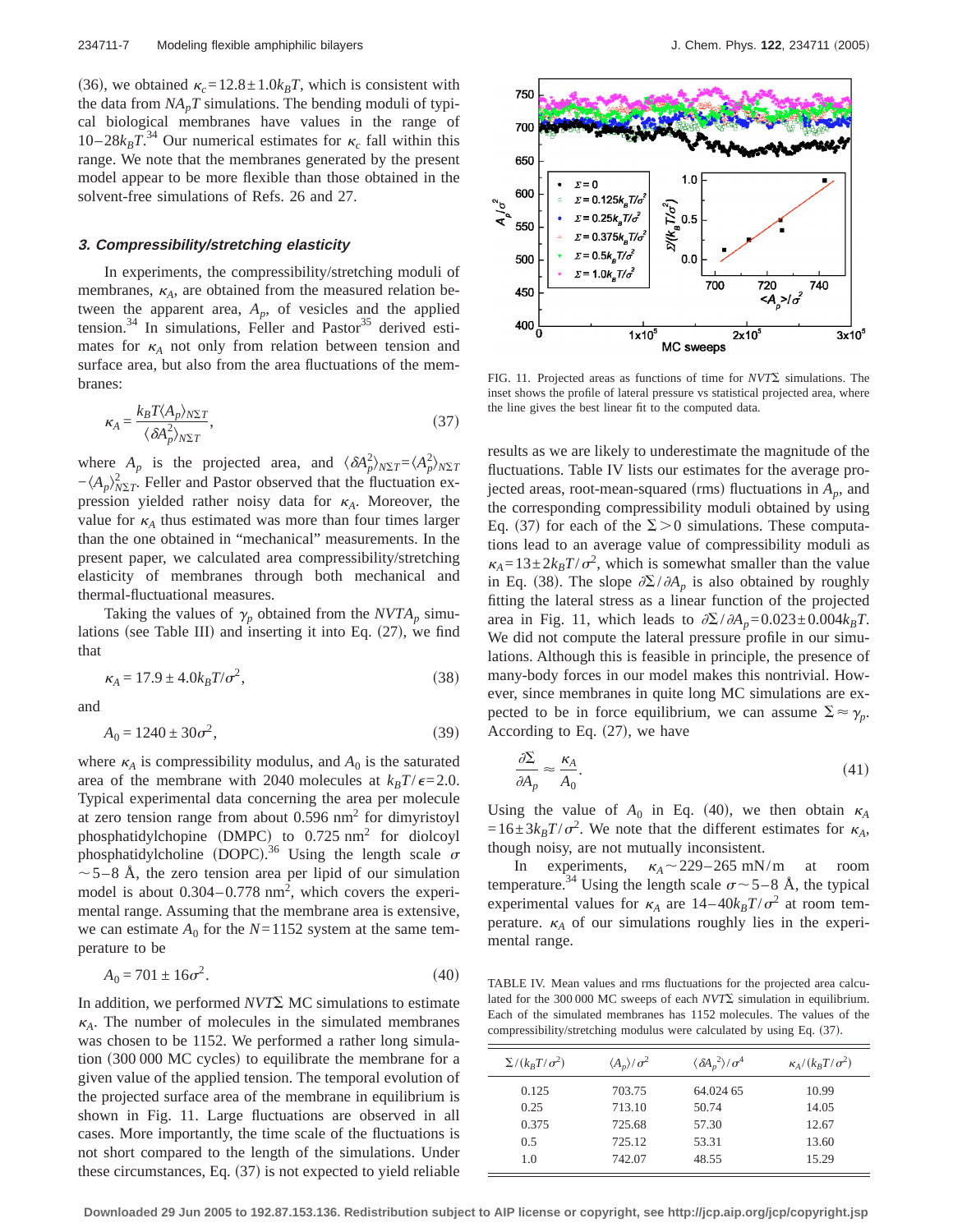(36), we obtained $\kappa_c = 12.8 \pm 1.0 k_BT$, which is consistent with the data from $NA_pT$ simulations. The bending moduli of typical biological membranes have values in the range of $10-28 k_BT$.[34] Our numerical estimates for $\kappa_c$ fall within this range. We note that the membranes generated by the present model appear to be more flexible than those obtained in the solvent-free simulations of Refs. 26 and 27.

### 3. Compressibility/stretching elasticity

In experiments, the compressibility/stretching moduli of membranes, $\kappa_A$, are obtained from the measured relation between the apparent area, $A_p$, of vesicles and the applied tension.[34] In simulations, Feller and Pastor[35] derived estimates for $\kappa_A$ not only from relation between tension and surface area, but also from the area fluctuations of the membranes:

$$\kappa_A = \frac{k_BT \langle A_p \rangle_{N\Sigma T}}{\langle \delta A_p^2 \rangle_{N\Sigma T}}, \tag{37}$$

where $A_p$ is the projected area, and $\langle \delta A_p^2 \rangle_{N\Sigma T} = \langle A_p^2 \rangle_{N\Sigma T} - \langle A_p \rangle_{N\Sigma T}^2$. Feller and Pastor observed that the fluctuation expression yielded rather noisy data for $\kappa_A$. Moreover, the value for $\kappa_A$ thus estimated was more than four times larger than the one obtained in "mechanical" measurements. In the present paper, we calculated area compressibility/stretching elasticity of membranes through both mechanical and thermal-fluctuational measures.

Taking the values of $\gamma_p$ obtained from the $NVTA_p$ simulations (see Table III) and inserting it into Eq. (27), we find that

$$\kappa_A = 17.9 \pm 4.0 k_BT/\sigma^2, \tag{38}$$

and

$$A_0 = 1240 \pm 30\sigma^2, \tag{39}$$

where $\kappa_A$ is compressibility modulus, and $A_0$ is the saturated area of the membrane with 2040 molecules at $k_BT/\epsilon = 2.0$. Typical experimental data concerning the area per molecule at zero tension range from about 0.596 nm$^2$ for dimyristoyl phosphatidylcholpine (DMPC) to 0.725 nm$^2$ for diolcoyl phosphatidylcholine (DOPC).[36] Using the length scale $\sigma \sim 5-8$ Å, the zero tension area per lipid of our simulation model is about 0.304–0.778 nm$^2$, which covers the experimental range. Assuming that the membrane area is extensive, we can estimate $A_0$ for the $N=1152$ system at the same temperature to be

$$A_0 = 701 \pm 16\sigma^2. \tag{40}$$

In addition, we performed $NVT\Sigma$ MC simulations to estimate $\kappa_A$. The number of molecules in the simulated membranes was chosen to be 1152. We performed a rather long simulation (300 000 MC cycles) to equilibrate the membrane for a given value of the applied tension. The temporal evolution of the projected surface area of the membrane in equilibrium is shown in Fig. 11. Large fluctuations are observed in all cases. More importantly, the time scale of the fluctuations is not short compared to the length of the simulations. Under these circumstances, Eq. (37) is not expected to yield reliable results as we are likely to underestimate the magnitude of the fluctuations. Table IV lists our estimates for the average projected areas, root-mean-squared (rms) fluctuations in $A_p$, and the corresponding compressibility moduli obtained by using Eq. (37) for each of the $\Sigma > 0$ simulations. These computations lead to an average value of compressibility moduli as $\kappa_A = 13 \pm 2 k_BT/\sigma^2$, which is somewhat smaller than the value in Eq. (38). The slope $\partial\Sigma/\partial A_p$ is also obtained by roughly fitting the lateral stress as a linear function of the projected area in Fig. 11, which leads to $\partial\Sigma/\partial A_p = 0.023 \pm 0.004 k_BT$. We did not compute the lateral pressure profile in our simulations. Although this is feasible in principle, the presence of many-body forces in our model makes this nontrivial. However, since membranes in quite long MC simulations are expected to be in force equilibrium, we can assume $\Sigma \approx \gamma_p$. According to Eq. (27), we have

$$\frac{\partial \Sigma}{\partial A_p} \approx \frac{\kappa_A}{A_0}. \tag{41}$$

Using the value of $A_0$ in Eq. (40), we then obtain $\kappa_A = 16 \pm 3 k_BT/\sigma^2$. We note that the different estimates for $\kappa_A$, though noisy, are not mutually inconsistent.

In experiments, $\kappa_A \sim 229-265$ mN/m at room temperature.[34] Using the length scale $\sigma \sim 5-8$ Å, the typical experimental values for $\kappa_A$ are $14-40 k_BT/\sigma^2$ at room temperature. $\kappa_A$ of our simulations roughly lies in the experimental range.

FIG. 11. Projected areas as functions of time for $NVT\Sigma$ simulations. The inset shows the profile of lateral pressure vs statistical projected area, where the line gives the best linear fit to the computed data.

TABLE IV. Mean values and rms fluctuations for the projected area calculated for the 300 000 MC sweeps of each $NVT\Sigma$ simulation in equilibrium. Each of the simulated membranes has 1152 molecules. The values of the compressibility/stretching modulus were calculated by using Eq. (37).

| $\Sigma/(k_BT/\sigma^2)$ | $\langle A_p \rangle/\sigma^2$ | $\langle \delta A_p{}^2 \rangle/\sigma^4$ | $\kappa_A/(k_BT/\sigma^2)$ |
|---|---|---|---|
| 0.125 | 703.75 | 64.024 65 | 10.99 |
| 0.25 | 713.10 | 50.74 | 14.05 |
| 0.375 | 725.68 | 57.30 | 12.67 |
| 0.5 | 725.12 | 53.31 | 13.60 |
| 1.0 | 742.07 | 48.55 | 15.29 |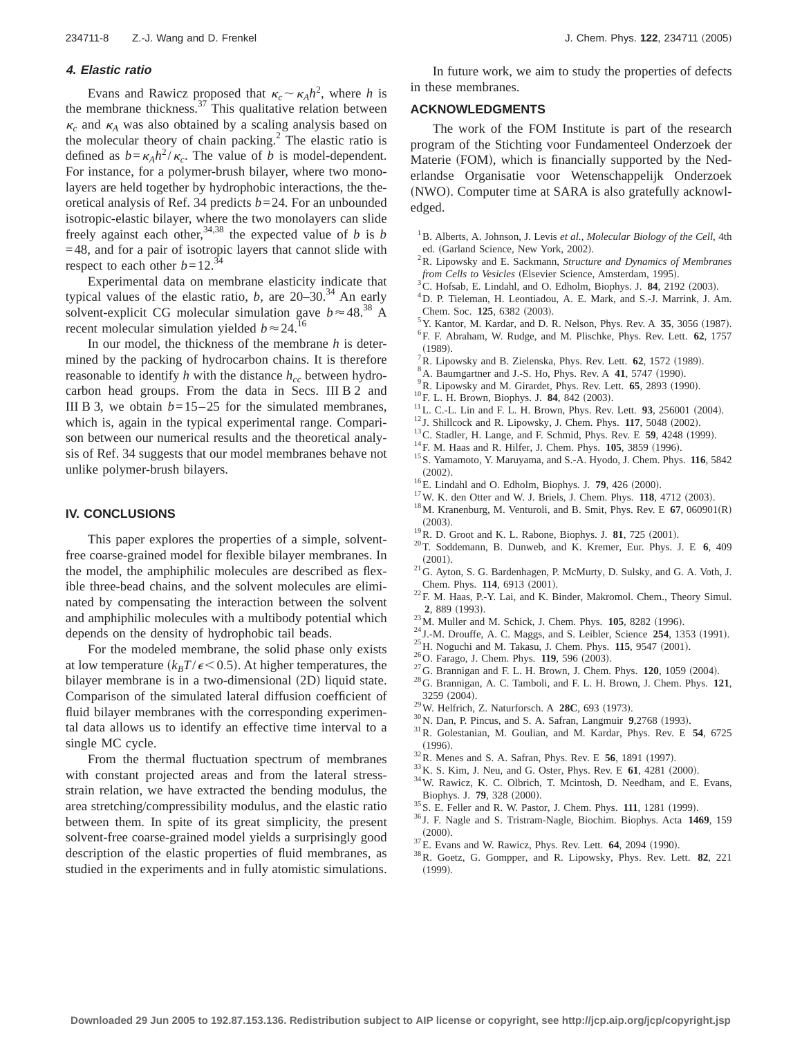### 4. Elastic ratio

Evans and Rawicz proposed that $\kappa_c \sim \kappa_A h^2$, where $h$ is the membrane thickness.[37] This qualitative relation between $\kappa_c$ and $\kappa_A$ was also obtained by a scaling analysis based on the molecular theory of chain packing.[2] The elastic ratio is defined as $b = \kappa_A h^2 / \kappa_c$. The value of $b$ is model-dependent. For instance, for a polymer-brush bilayer, where two monolayers are held together by hydrophobic interactions, the theoretical analysis of Ref. 34 predicts $b = 24$. For an unbounded isotropic-elastic bilayer, where the two monolayers can slide freely against each other,[34,38] the expected value of $b$ is $b = 48$, and for a pair of isotropic layers that cannot slide with respect to each other $b = 12$.[34]

Experimental data on membrane elasticity indicate that typical values of the elastic ratio, $b$, are 20–30.[34] An early solvent-explicit CG molecular simulation gave $b \approx 48$.[38] A recent molecular simulation yielded $b \approx 24$.[16]

In our model, the thickness of the membrane $h$ is determined by the packing of hydrocarbon chains. It is therefore reasonable to identify $h$ with the distance $h_{cc}$ between hydrocarbon head groups. From the data in Secs. III B 2 and III B 3, we obtain $b = 15-25$ for the simulated membranes, which is, again in the typical experimental range. Comparison between our numerical results and the theoretical analysis of Ref. 34 suggests that our model membranes behave not unlike polymer-brush bilayers.

## IV. CONCLUSIONS

This paper explores the properties of a simple, solvent-free coarse-grained model for flexible bilayer membranes. In the model, the amphiphilic molecules are described as flexible three-bead chains, and the solvent molecules are eliminated by compensating the interaction between the solvent and amphiphilic molecules with a multibody potential which depends on the density of hydrophobic tail beads.

For the modeled membrane, the solid phase only exists at low temperature ($k_B T / \epsilon < 0.5$). At higher temperatures, the bilayer membrane is in a two-dimensional (2D) liquid state. Comparison of the simulated lateral diffusion coefficient of fluid bilayer membranes with the corresponding experimental data allows us to identify an effective time interval to a single MC cycle.

From the thermal fluctuation spectrum of membranes with constant projected areas and from the lateral stress-strain relation, we have extracted the bending modulus, the area stretching/compressibility modulus, and the elastic ratio between them. In spite of its great simplicity, the present solvent-free coarse-grained model yields a surprisingly good description of the elastic properties of fluid membranes, as studied in the experiments and in fully atomistic simulations.

In future work, we aim to study the properties of defects in these membranes.

## ACKNOWLEDGMENTS

The work of the FOM Institute is part of the research program of the Stichting voor Fundamenteel Onderzoek der Materie (FOM), which is financially supported by the Nederlandse Organisatie voor Wetenschappelijk Onderzoek (NWO). Computer time at SARA is also gratefully acknowledged.

[1] B. Alberts, A. Johnson, J. Levis *et al.*, *Molecular Biology of the Cell*, 4th ed. (Garland Science, New York, 2002).
[2] R. Lipowsky and E. Sackmann, *Structure and Dynamics of Membranes from Cells to Vesicles* (Elsevier Science, Amsterdam, 1995).
[3] C. Hofsab, E. Lindahl, and O. Edholm, Biophys. J. **84**, 2192 (2003).
[4] D. P. Tieleman, H. Leontiadou, A. E. Mark, and S.-J. Marrink, J. Am. Chem. Soc. **125**, 6382 (2003).
[5] Y. Kantor, M. Kardar, and D. R. Nelson, Phys. Rev. A **35**, 3056 (1987).
[6] F. F. Abraham, W. Rudge, and M. Plischke, Phys. Rev. Lett. **62**, 1757 (1989).
[7] R. Lipowsky and B. Zielenska, Phys. Rev. Lett. **62**, 1572 (1989).
[8] A. Baumgartner and J.-S. Ho, Phys. Rev. A **41**, 5747 (1990).
[9] R. Lipowsky and M. Girardet, Phys. Rev. Lett. **65**, 2893 (1990).
[10] F. L. H. Brown, Biophys. J. **84**, 842 (2003).
[11] L. C.-L. Lin and F. L. H. Brown, Phys. Rev. Lett. **93**, 256001 (2004).
[12] J. Shillcock and R. Lipowsky, J. Chem. Phys. **117**, 5048 (2002).
[13] C. Stadler, H. Lange, and F. Schmid, Phys. Rev. E **59**, 4248 (1999).
[14] F. M. Haas and R. Hilfer, J. Chem. Phys. **105**, 3859 (1996).
[15] S. Yamamoto, Y. Maruyama, and S.-A. Hyodo, J. Chem. Phys. **116**, 5842 (2002).
[16] E. Lindahl and O. Edholm, Biophys. J. **79**, 426 (2000).
[17] W. K. den Otter and W. J. Briels, J. Chem. Phys. **118**, 4712 (2003).
[18] M. Kranenburg, M. Venturoli, and B. Smit, Phys. Rev. E **67**, 060901(R) (2003).
[19] R. D. Groot and K. L. Rabone, Biophys. J. **81**, 725 (2001).
[20] T. Soddemann, B. Dunweb, and K. Kremer, Eur. Phys. J. E **6**, 409 (2001).
[21] G. Ayton, S. G. Bardenhagen, P. McMurty, D. Sulsky, and G. A. Voth, J. Chem. Phys. **114**, 6913 (2001).
[22] F. M. Haas, P.-Y. Lai, and K. Binder, Makromol. Chem., Theory Simul. **2**, 889 (1993).
[23] M. Muller and M. Schick, J. Chem. Phys. **105**, 8282 (1996).
[24] J.-M. Drouffe, A. C. Maggs, and S. Leibler, Science **254**, 1353 (1991).
[25] H. Noguchi and M. Takasu, J. Chem. Phys. **115**, 9547 (2001).
[26] O. Farago, J. Chem. Phys. **119**, 596 (2003).
[27] G. Brannigan and F. L. H. Brown, J. Chem. Phys. **120**, 1059 (2004).
[28] G. Brannigan, A. C. Tamboli, and F. L. H. Brown, J. Chem. Phys. **121**, 3259 (2004).
[29] W. Helfrich, Z. Naturforsch. A **28C**, 693 (1973).
[30] N. Dan, P. Pincus, and S. A. Safran, Langmuir **9**,2768 (1993).
[31] R. Golestanian, M. Goulian, and M. Kardar, Phys. Rev. E **54**, 6725 (1996).
[32] R. Menes and S. A. Safran, Phys. Rev. E **56**, 1891 (1997).
[33] K. S. Kim, J. Neu, and G. Oster, Phys. Rev. E **61**, 4281 (2000).
[34] W. Rawicz, K. C. Olbrich, T. Mcintosh, D. Needham, and E. Evans, Biophys. J. **79**, 328 (2000).
[35] S. E. Feller and R. W. Pastor, J. Chem. Phys. **111**, 1281 (1999).
[36] J. F. Nagle and S. Tristram-Nagle, Biochim. Biophys. Acta **1469**, 159 (2000).
[37] E. Evans and W. Rawicz, Phys. Rev. Lett. **64**, 2094 (1990).
[38] R. Goetz, G. Gompper, and R. Lipowsky, Phys. Rev. Lett. **82**, 221 (1999).